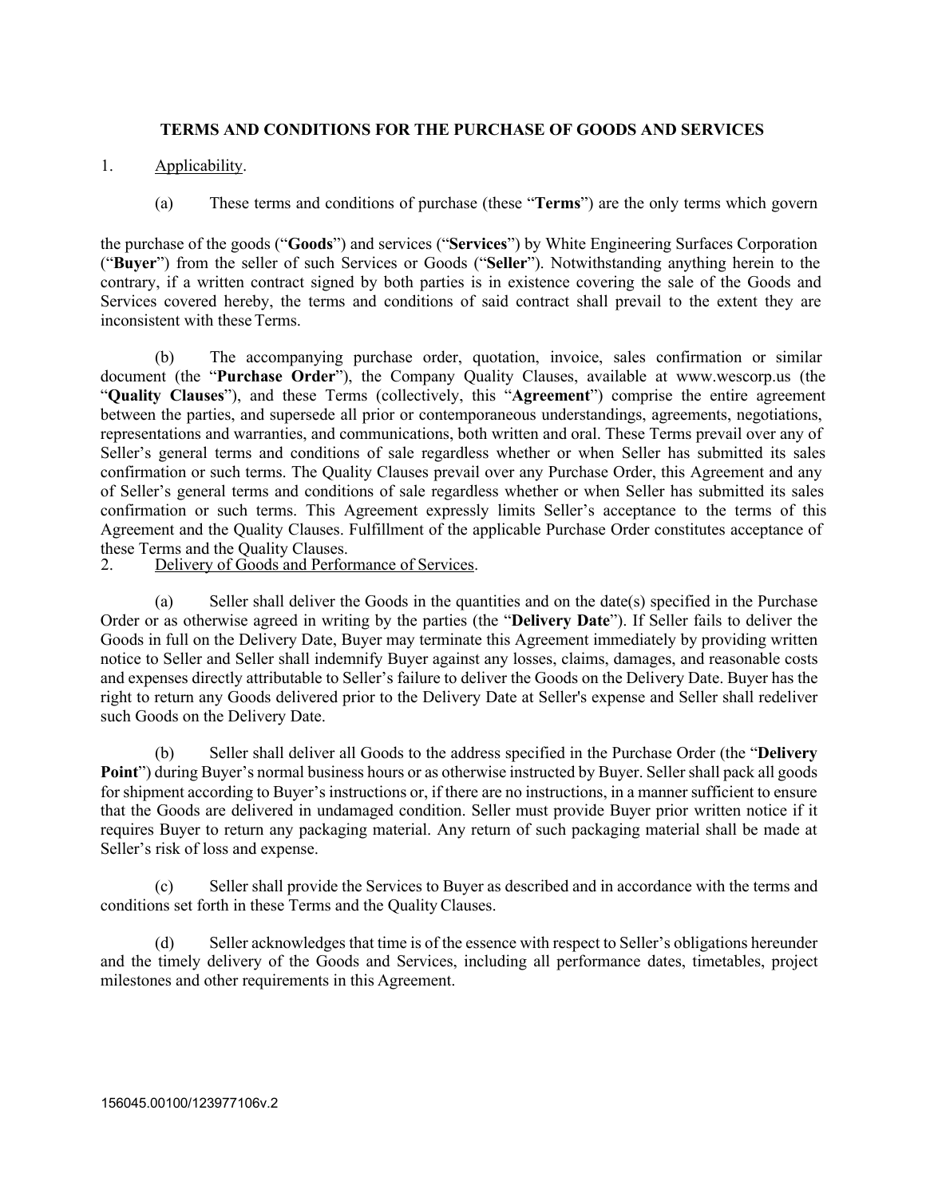# TERMS AND CONDITIONS FOR THE PURCHASE OF GOODS AND SERVICES

1. Applicability.

(a) These terms and conditions of purchase (these "**Terms**") are the only terms which govern the purchase of the goods ("**Goods**") and services ("**Services**") by White Engineering Surfaces Corporation ("**Buyer**") from the seller of such Services or Goods ("**Seller**"). Notwithstanding anything herein to the contrary, if a written contract signed by both parties is in existence covering the sale of the Goods and Services covered hereby, the terms and conditions of said contract shall prevail to the extent they are inconsistent with these Terms.

(b) The accompanying purchase order, quotation, invoice, sales confirmation or similar document (the "**Purchase Order**"), the Company Quality Clauses, available at www.wescorp.us (the "**Quality Clauses**"), and these Terms (collectively, this "**Agreement**") comprise the entire agreement between the parties, and supersede all prior or contemporaneous understandings, agreements, negotiations, representations and warranties, and communications, both written and oral. These Terms prevail over any of Seller's general terms and conditions of sale regardless whether or when Seller has submitted its sales confirmation or such terms. The Quality Clauses prevail over any Purchase Order, this Agreement and any of Seller's general terms and conditions of sale regardless whether or when Seller has submitted its sales confirmation or such terms. This Agreement expressly limits Seller's acceptance to the terms of this Agreement and the Quality Clauses. Fulfillment of the applicable Purchase Order constitutes acceptance of these Terms and the Quality Clauses.

2. Delivery of Goods and Performance of Services.

(a) Seller shall deliver the Goods in the quantities and on the date(s) specified in the Purchase Order or as otherwise agreed in writing by the parties (the "**Delivery Date**"). If Seller fails to deliver the Goods in full on the Delivery Date, Buyer may terminate this Agreement immediately by providing written notice to Seller and Seller shall indemnify Buyer against any losses, claims, damages, and reasonable costs and expenses directly attributable to Seller's failure to deliver the Goods on the Delivery Date. Buyer has the right to return any Goods delivered prior to the Delivery Date at Seller's expense and Seller shall redeliver such Goods on the Delivery Date.

(b) Seller shall deliver all Goods to the address specified in the Purchase Order (the "**Delivery Point**") during Buyer's normal business hours or as otherwise instructed by Buyer. Seller shall pack all goods for shipment according to Buyer's instructions or, if there are no instructions, in a manner sufficient to ensure that the Goods are delivered in undamaged condition. Seller must provide Buyer prior written notice if it requires Buyer to return any packaging material. Any return of such packaging material shall be made at Seller's risk of loss and expense.

(c) Seller shall provide the Services to Buyer as described and in accordance with the terms and conditions set forth in these Terms and the Quality Clauses.

(d) Seller acknowledges that time is of the essence with respect to Seller's obligations hereunder and the timely delivery of the Goods and Services, including all performance dates, timetables, project milestones and other requirements in this Agreement.

156045.00100/123977106v.2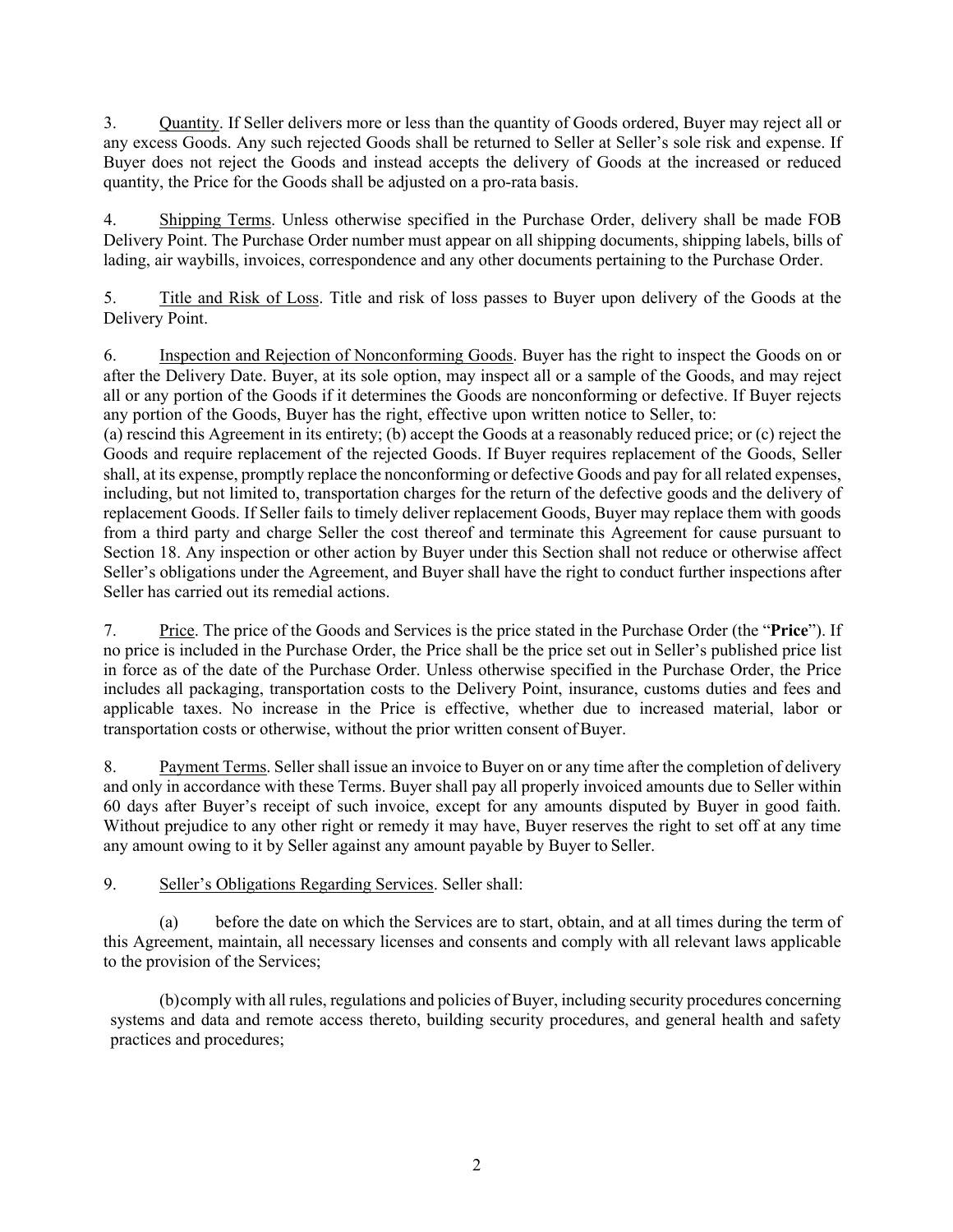3. <u>Quantity</u>. If Seller delivers more or less than the quantity of Goods ordered, Buyer may reject all or any excess Goods. Any such rejected Goods shall be returned to Seller at Seller's sole risk and expense. If Buyer does not reject the Goods and instead accepts the delivery of Goods at the increased or reduced quantity, the Price for the Goods shall be adjusted on a pro-rata basis.

4. <u>Shipping Terms</u>. Unless otherwise specified in the Purchase Order, delivery shall be made FOB Delivery Point. The Purchase Order number must appear on all shipping documents, shipping labels, bills of lading, air waybills, invoices, correspondence and any other documents pertaining to the Purchase Order.

5. <u>Title and Risk of Loss</u>. Title and risk of loss passes to Buyer upon delivery of the Goods at the Delivery Point.

6. <u>Inspection and Rejection of Nonconforming Goods</u>. Buyer has the right to inspect the Goods on or after the Delivery Date. Buyer, at its sole option, may inspect all or a sample of the Goods, and may reject all or any portion of the Goods if it determines the Goods are nonconforming or defective. If Buyer rejects any portion of the Goods, Buyer has the right, effective upon written notice to Seller, to:
(a) rescind this Agreement in its entirety; (b) accept the Goods at a reasonably reduced price; or (c) reject the Goods and require replacement of the rejected Goods. If Buyer requires replacement of the Goods, Seller shall, at its expense, promptly replace the nonconforming or defective Goods and pay for all related expenses, including, but not limited to, transportation charges for the return of the defective goods and the delivery of replacement Goods. If Seller fails to timely deliver replacement Goods, Buyer may replace them with goods from a third party and charge Seller the cost thereof and terminate this Agreement for cause pursuant to Section 18. Any inspection or other action by Buyer under this Section shall not reduce or otherwise affect Seller's obligations under the Agreement, and Buyer shall have the right to conduct further inspections after Seller has carried out its remedial actions.

7. <u>Price</u>. The price of the Goods and Services is the price stated in the Purchase Order (the "**Price**"). If no price is included in the Purchase Order, the Price shall be the price set out in Seller's published price list in force as of the date of the Purchase Order. Unless otherwise specified in the Purchase Order, the Price includes all packaging, transportation costs to the Delivery Point, insurance, customs duties and fees and applicable taxes. No increase in the Price is effective, whether due to increased material, labor or transportation costs or otherwise, without the prior written consent of Buyer.

8. <u>Payment Terms</u>. Seller shall issue an invoice to Buyer on or any time after the completion of delivery and only in accordance with these Terms. Buyer shall pay all properly invoiced amounts due to Seller within 60 days after Buyer's receipt of such invoice, except for any amounts disputed by Buyer in good faith. Without prejudice to any other right or remedy it may have, Buyer reserves the right to set off at any time any amount owing to it by Seller against any amount payable by Buyer to Seller.

9. <u>Seller's Obligations Regarding Services</u>. Seller shall:

(a) before the date on which the Services are to start, obtain, and at all times during the term of this Agreement, maintain, all necessary licenses and consents and comply with all relevant laws applicable to the provision of the Services;

(b) comply with all rules, regulations and policies of Buyer, including security procedures concerning systems and data and remote access thereto, building security procedures, and general health and safety practices and procedures;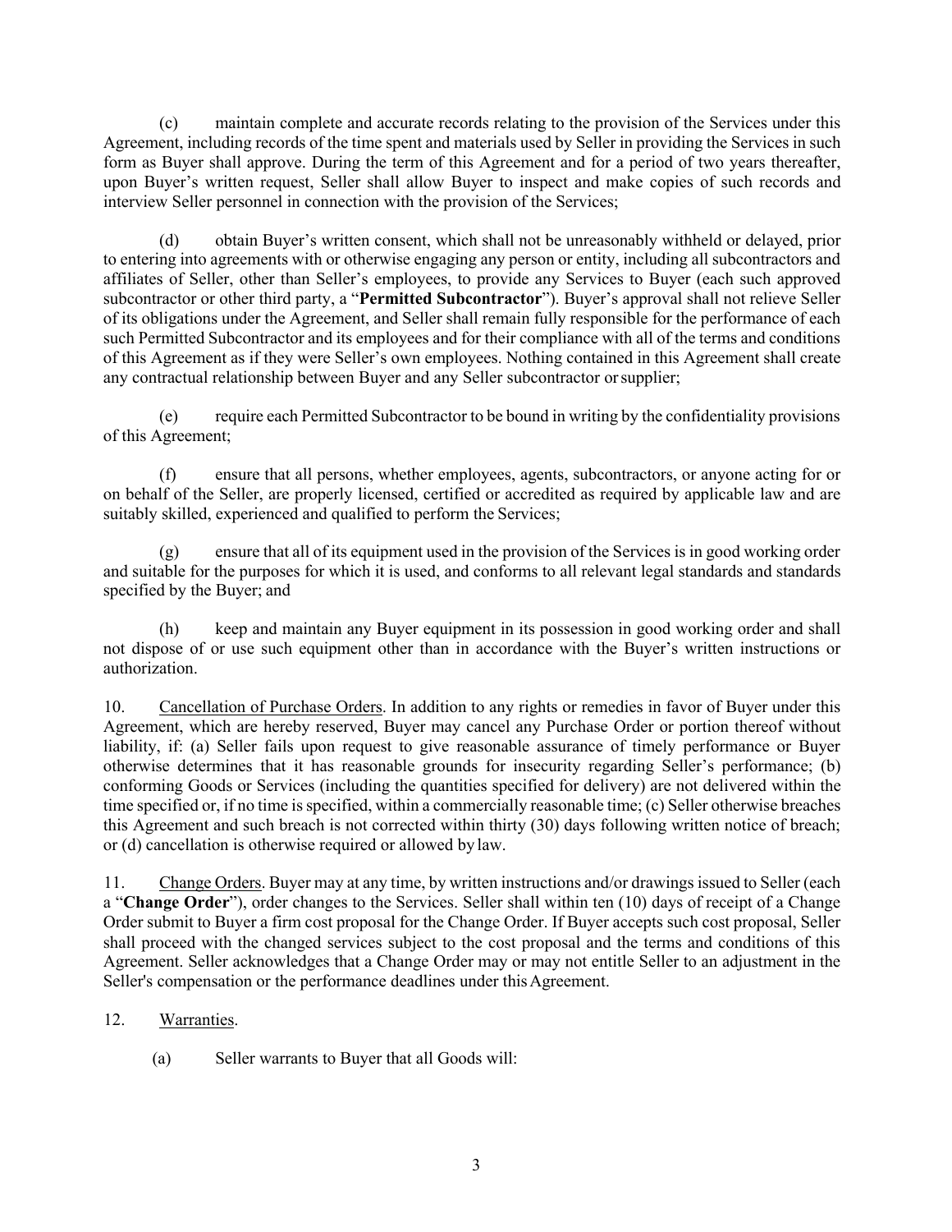(c) maintain complete and accurate records relating to the provision of the Services under this Agreement, including records of the time spent and materials used by Seller in providing the Services in such form as Buyer shall approve. During the term of this Agreement and for a period of two years thereafter, upon Buyer's written request, Seller shall allow Buyer to inspect and make copies of such records and interview Seller personnel in connection with the provision of the Services;

(d) obtain Buyer's written consent, which shall not be unreasonably withheld or delayed, prior to entering into agreements with or otherwise engaging any person or entity, including all subcontractors and affiliates of Seller, other than Seller's employees, to provide any Services to Buyer (each such approved subcontractor or other third party, a "**Permitted Subcontractor**"). Buyer's approval shall not relieve Seller of its obligations under the Agreement, and Seller shall remain fully responsible for the performance of each such Permitted Subcontractor and its employees and for their compliance with all of the terms and conditions of this Agreement as if they were Seller's own employees. Nothing contained in this Agreement shall create any contractual relationship between Buyer and any Seller subcontractor or supplier;

(e) require each Permitted Subcontractor to be bound in writing by the confidentiality provisions of this Agreement;

(f) ensure that all persons, whether employees, agents, subcontractors, or anyone acting for or on behalf of the Seller, are properly licensed, certified or accredited as required by applicable law and are suitably skilled, experienced and qualified to perform the Services;

(g) ensure that all of its equipment used in the provision of the Services is in good working order and suitable for the purposes for which it is used, and conforms to all relevant legal standards and standards specified by the Buyer; and

(h) keep and maintain any Buyer equipment in its possession in good working order and shall not dispose of or use such equipment other than in accordance with the Buyer's written instructions or authorization.

10. Cancellation of Purchase Orders. In addition to any rights or remedies in favor of Buyer under this Agreement, which are hereby reserved, Buyer may cancel any Purchase Order or portion thereof without liability, if: (a) Seller fails upon request to give reasonable assurance of timely performance or Buyer otherwise determines that it has reasonable grounds for insecurity regarding Seller's performance; (b) conforming Goods or Services (including the quantities specified for delivery) are not delivered within the time specified or, if no time is specified, within a commercially reasonable time; (c) Seller otherwise breaches this Agreement and such breach is not corrected within thirty (30) days following written notice of breach; or (d) cancellation is otherwise required or allowed by law.

11. Change Orders. Buyer may at any time, by written instructions and/or drawings issued to Seller (each a "**Change Order**"), order changes to the Services. Seller shall within ten (10) days of receipt of a Change Order submit to Buyer a firm cost proposal for the Change Order. If Buyer accepts such cost proposal, Seller shall proceed with the changed services subject to the cost proposal and the terms and conditions of this Agreement. Seller acknowledges that a Change Order may or may not entitle Seller to an adjustment in the Seller's compensation or the performance deadlines under this Agreement.

12. Warranties.

(a) Seller warrants to Buyer that all Goods will: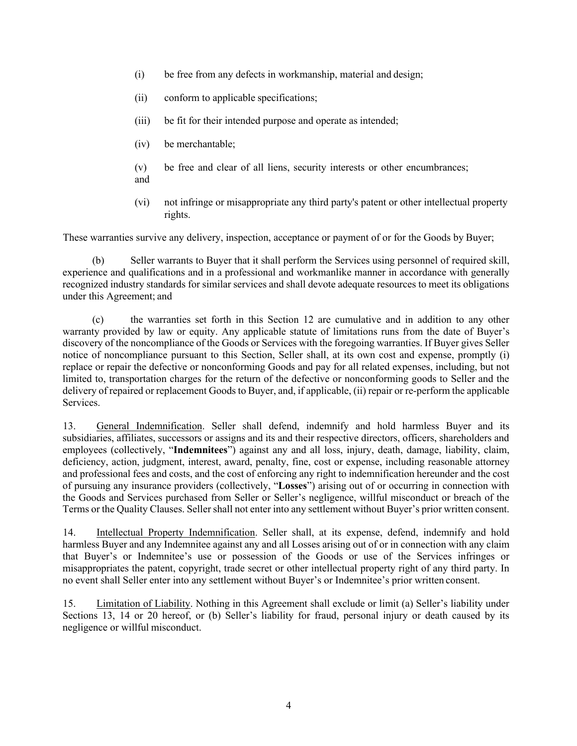(i) be free from any defects in workmanship, material and design;

(ii) conform to applicable specifications;

(iii) be fit for their intended purpose and operate as intended;

(iv) be merchantable;

(v) be free and clear of all liens, security interests or other encumbrances; and

(vi) not infringe or misappropriate any third party's patent or other intellectual property rights.

These warranties survive any delivery, inspection, acceptance or payment of or for the Goods by Buyer;

(b) Seller warrants to Buyer that it shall perform the Services using personnel of required skill, experience and qualifications and in a professional and workmanlike manner in accordance with generally recognized industry standards for similar services and shall devote adequate resources to meet its obligations under this Agreement; and

(c) the warranties set forth in this Section 12 are cumulative and in addition to any other warranty provided by law or equity. Any applicable statute of limitations runs from the date of Buyer's discovery of the noncompliance of the Goods or Services with the foregoing warranties. If Buyer gives Seller notice of noncompliance pursuant to this Section, Seller shall, at its own cost and expense, promptly (i) replace or repair the defective or nonconforming Goods and pay for all related expenses, including, but not limited to, transportation charges for the return of the defective or nonconforming goods to Seller and the delivery of repaired or replacement Goods to Buyer, and, if applicable, (ii) repair or re-perform the applicable Services.

13. <u>General Indemnification</u>. Seller shall defend, indemnify and hold harmless Buyer and its subsidiaries, affiliates, successors or assigns and its and their respective directors, officers, shareholders and employees (collectively, "**Indemnitees**") against any and all loss, injury, death, damage, liability, claim, deficiency, action, judgment, interest, award, penalty, fine, cost or expense, including reasonable attorney and professional fees and costs, and the cost of enforcing any right to indemnification hereunder and the cost of pursuing any insurance providers (collectively, "**Losses**") arising out of or occurring in connection with the Goods and Services purchased from Seller or Seller's negligence, willful misconduct or breach of the Terms or the Quality Clauses. Seller shall not enter into any settlement without Buyer's prior written consent.

14. <u>Intellectual Property Indemnification</u>. Seller shall, at its expense, defend, indemnify and hold harmless Buyer and any Indemnitee against any and all Losses arising out of or in connection with any claim that Buyer's or Indemnitee's use or possession of the Goods or use of the Services infringes or misappropriates the patent, copyright, trade secret or other intellectual property right of any third party. In no event shall Seller enter into any settlement without Buyer's or Indemnitee's prior written consent.

15. <u>Limitation of Liability</u>. Nothing in this Agreement shall exclude or limit (a) Seller's liability under Sections 13, 14 or 20 hereof, or (b) Seller's liability for fraud, personal injury or death caused by its negligence or willful misconduct.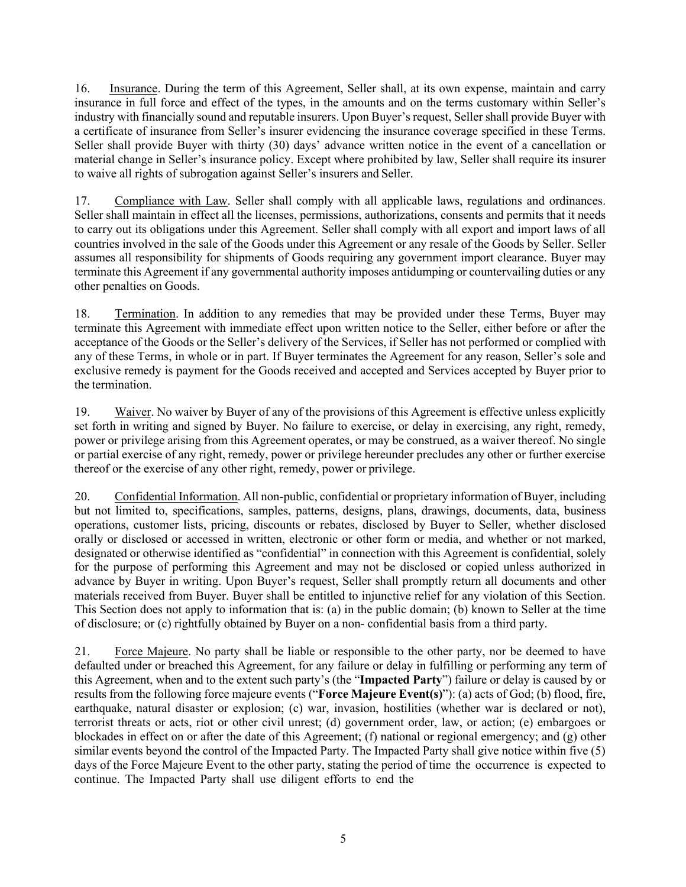16. Insurance. During the term of this Agreement, Seller shall, at its own expense, maintain and carry insurance in full force and effect of the types, in the amounts and on the terms customary within Seller's industry with financially sound and reputable insurers. Upon Buyer's request, Seller shall provide Buyer with a certificate of insurance from Seller's insurer evidencing the insurance coverage specified in these Terms. Seller shall provide Buyer with thirty (30) days' advance written notice in the event of a cancellation or material change in Seller's insurance policy. Except where prohibited by law, Seller shall require its insurer to waive all rights of subrogation against Seller's insurers and Seller.

17. Compliance with Law. Seller shall comply with all applicable laws, regulations and ordinances. Seller shall maintain in effect all the licenses, permissions, authorizations, consents and permits that it needs to carry out its obligations under this Agreement. Seller shall comply with all export and import laws of all countries involved in the sale of the Goods under this Agreement or any resale of the Goods by Seller. Seller assumes all responsibility for shipments of Goods requiring any government import clearance. Buyer may terminate this Agreement if any governmental authority imposes antidumping or countervailing duties or any other penalties on Goods.

18. Termination. In addition to any remedies that may be provided under these Terms, Buyer may terminate this Agreement with immediate effect upon written notice to the Seller, either before or after the acceptance of the Goods or the Seller's delivery of the Services, if Seller has not performed or complied with any of these Terms, in whole or in part. If Buyer terminates the Agreement for any reason, Seller's sole and exclusive remedy is payment for the Goods received and accepted and Services accepted by Buyer prior to the termination.

19. Waiver. No waiver by Buyer of any of the provisions of this Agreement is effective unless explicitly set forth in writing and signed by Buyer. No failure to exercise, or delay in exercising, any right, remedy, power or privilege arising from this Agreement operates, or may be construed, as a waiver thereof. No single or partial exercise of any right, remedy, power or privilege hereunder precludes any other or further exercise thereof or the exercise of any other right, remedy, power or privilege.

20. Confidential Information. All non-public, confidential or proprietary information of Buyer, including but not limited to, specifications, samples, patterns, designs, plans, drawings, documents, data, business operations, customer lists, pricing, discounts or rebates, disclosed by Buyer to Seller, whether disclosed orally or disclosed or accessed in written, electronic or other form or media, and whether or not marked, designated or otherwise identified as "confidential" in connection with this Agreement is confidential, solely for the purpose of performing this Agreement and may not be disclosed or copied unless authorized in advance by Buyer in writing. Upon Buyer's request, Seller shall promptly return all documents and other materials received from Buyer. Buyer shall be entitled to injunctive relief for any violation of this Section. This Section does not apply to information that is: (a) in the public domain; (b) known to Seller at the time of disclosure; or (c) rightfully obtained by Buyer on a non- confidential basis from a third party.

21. Force Majeure. No party shall be liable or responsible to the other party, nor be deemed to have defaulted under or breached this Agreement, for any failure or delay in fulfilling or performing any term of this Agreement, when and to the extent such party's (the "**Impacted Party**") failure or delay is caused by or results from the following force majeure events ("**Force Majeure Event(s)**"): (a) acts of God; (b) flood, fire, earthquake, natural disaster or explosion; (c) war, invasion, hostilities (whether war is declared or not), terrorist threats or acts, riot or other civil unrest; (d) government order, law, or action; (e) embargoes or blockades in effect on or after the date of this Agreement; (f) national or regional emergency; and (g) other similar events beyond the control of the Impacted Party. The Impacted Party shall give notice within five (5) days of the Force Majeure Event to the other party, stating the period of time the occurrence is expected to continue. The Impacted Party shall use diligent efforts to end the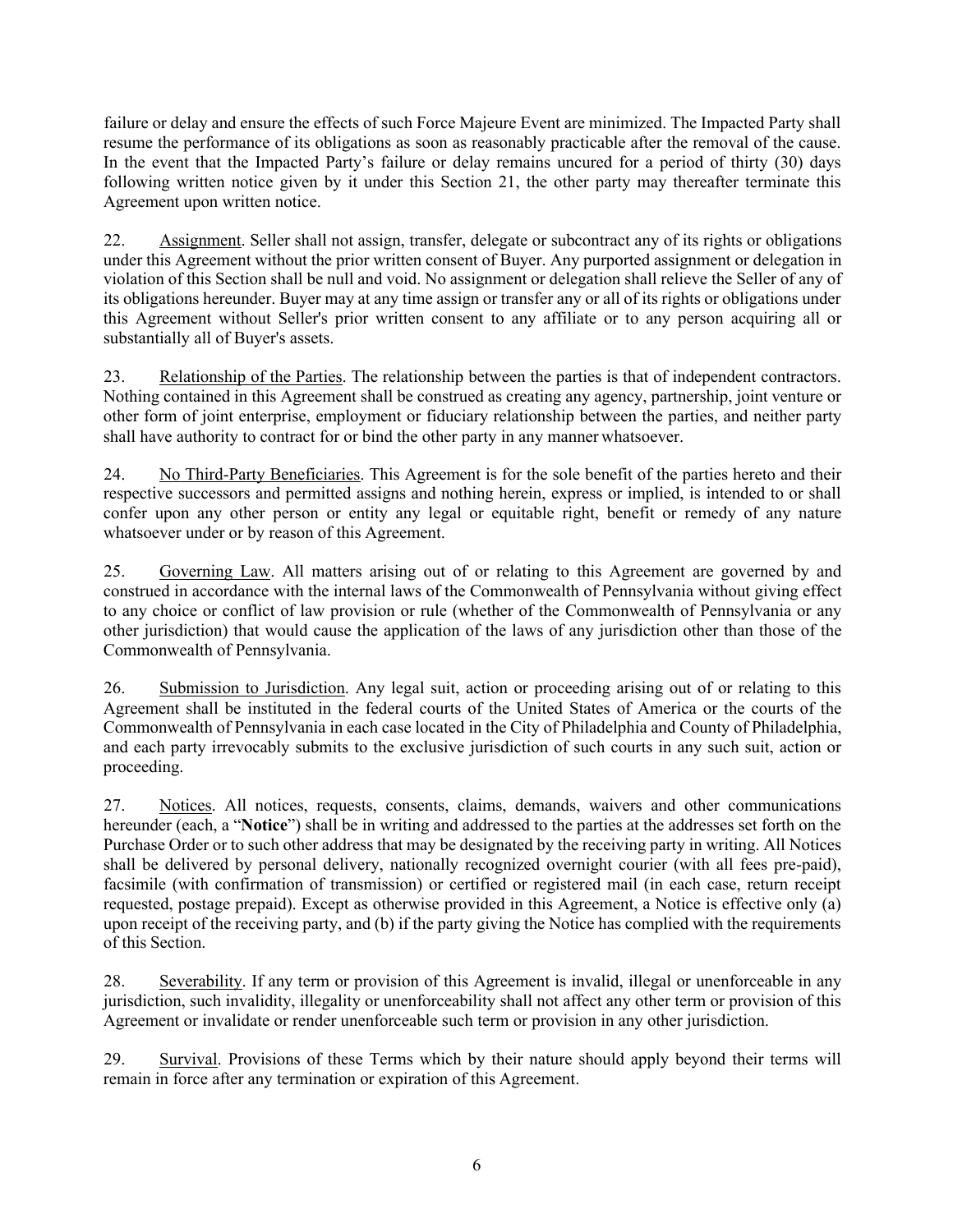failure or delay and ensure the effects of such Force Majeure Event are minimized. The Impacted Party shall resume the performance of its obligations as soon as reasonably practicable after the removal of the cause. In the event that the Impacted Party's failure or delay remains uncured for a period of thirty (30) days following written notice given by it under this Section 21, the other party may thereafter terminate this Agreement upon written notice.

22. Assignment. Seller shall not assign, transfer, delegate or subcontract any of its rights or obligations under this Agreement without the prior written consent of Buyer. Any purported assignment or delegation in violation of this Section shall be null and void. No assignment or delegation shall relieve the Seller of any of its obligations hereunder. Buyer may at any time assign or transfer any or all of its rights or obligations under this Agreement without Seller's prior written consent to any affiliate or to any person acquiring all or substantially all of Buyer's assets.

23. Relationship of the Parties. The relationship between the parties is that of independent contractors. Nothing contained in this Agreement shall be construed as creating any agency, partnership, joint venture or other form of joint enterprise, employment or fiduciary relationship between the parties, and neither party shall have authority to contract for or bind the other party in any manner whatsoever.

24. No Third-Party Beneficiaries. This Agreement is for the sole benefit of the parties hereto and their respective successors and permitted assigns and nothing herein, express or implied, is intended to or shall confer upon any other person or entity any legal or equitable right, benefit or remedy of any nature whatsoever under or by reason of this Agreement.

25. Governing Law. All matters arising out of or relating to this Agreement are governed by and construed in accordance with the internal laws of the Commonwealth of Pennsylvania without giving effect to any choice or conflict of law provision or rule (whether of the Commonwealth of Pennsylvania or any other jurisdiction) that would cause the application of the laws of any jurisdiction other than those of the Commonwealth of Pennsylvania.

26. Submission to Jurisdiction. Any legal suit, action or proceeding arising out of or relating to this Agreement shall be instituted in the federal courts of the United States of America or the courts of the Commonwealth of Pennsylvania in each case located in the City of Philadelphia and County of Philadelphia, and each party irrevocably submits to the exclusive jurisdiction of such courts in any such suit, action or proceeding.

27. Notices. All notices, requests, consents, claims, demands, waivers and other communications hereunder (each, a "**Notice**") shall be in writing and addressed to the parties at the addresses set forth on the Purchase Order or to such other address that may be designated by the receiving party in writing. All Notices shall be delivered by personal delivery, nationally recognized overnight courier (with all fees pre-paid), facsimile (with confirmation of transmission) or certified or registered mail (in each case, return receipt requested, postage prepaid). Except as otherwise provided in this Agreement, a Notice is effective only (a) upon receipt of the receiving party, and (b) if the party giving the Notice has complied with the requirements of this Section.

28. Severability. If any term or provision of this Agreement is invalid, illegal or unenforceable in any jurisdiction, such invalidity, illegality or unenforceability shall not affect any other term or provision of this Agreement or invalidate or render unenforceable such term or provision in any other jurisdiction.

29. Survival. Provisions of these Terms which by their nature should apply beyond their terms will remain in force after any termination or expiration of this Agreement.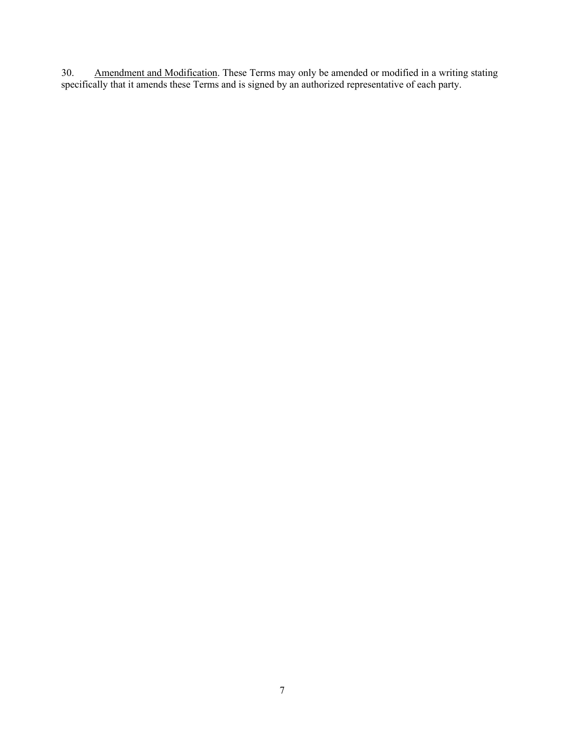30. <u>Amendment and Modification</u>. These Terms may only be amended or modified in a writing stating specifically that it amends these Terms and is signed by an authorized representative of each party.